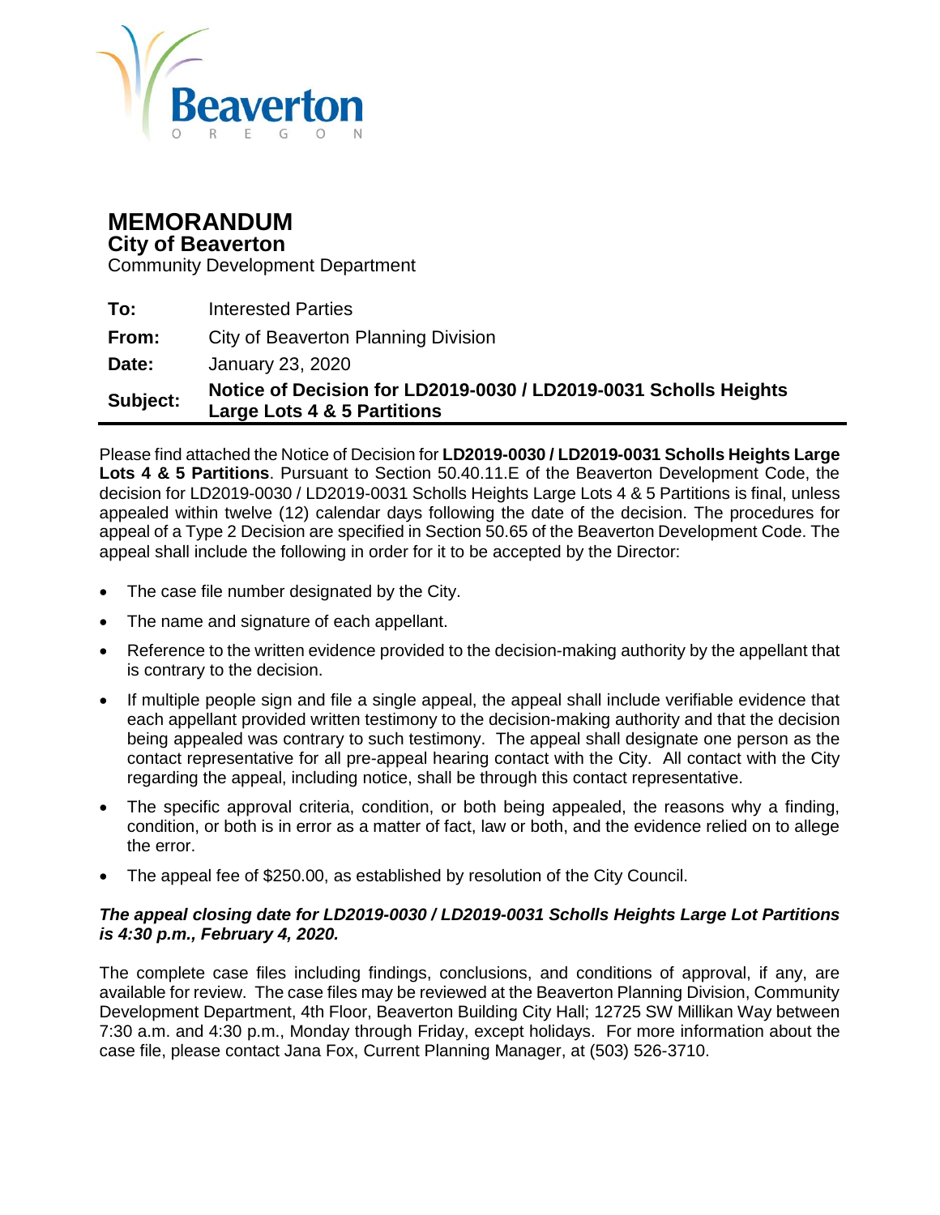Beaverton

OREGON

# MEMORANDUM

## City of Beaverton

Community Development Department

| | |
|---|---|
| **To:** | Interested Parties |
| **From:** | City of Beaverton Planning Division |
| **Date:** | January 23, 2020 |
| **Subject:** | **Notice of Decision for LD2019-0030 / LD2019-0031 Scholls Heights Large Lots 4 & 5 Partitions** |

Please find attached the Notice of Decision for **LD2019-0030 / LD2019-0031 Scholls Heights Large Lots 4 & 5 Partitions**. Pursuant to Section 50.40.11.E of the Beaverton Development Code, the decision for LD2019-0030 / LD2019-0031 Scholls Heights Large Lots 4 & 5 Partitions is final, unless appealed within twelve (12) calendar days following the date of the decision. The procedures for appeal of a Type 2 Decision are specified in Section 50.65 of the Beaverton Development Code. The appeal shall include the following in order for it to be accepted by the Director:

- The case file number designated by the City.
- The name and signature of each appellant.
- Reference to the written evidence provided to the decision-making authority by the appellant that is contrary to the decision.
- If multiple people sign and file a single appeal, the appeal shall include verifiable evidence that each appellant provided written testimony to the decision-making authority and that the decision being appealed was contrary to such testimony. The appeal shall designate one person as the contact representative for all pre-appeal hearing contact with the City. All contact with the City regarding the appeal, including notice, shall be through this contact representative.
- The specific approval criteria, condition, or both being appealed, the reasons why a finding, condition, or both is in error as a matter of fact, law or both, and the evidence relied on to allege the error.
- The appeal fee of $250.00, as established by resolution of the City Council.

***The appeal closing date for LD2019-0030 / LD2019-0031 Scholls Heights Large Lot Partitions is 4:30 p.m., February 4, 2020.***

The complete case files including findings, conclusions, and conditions of approval, if any, are available for review. The case files may be reviewed at the Beaverton Planning Division, Community Development Department, 4th Floor, Beaverton Building City Hall; 12725 SW Millikan Way between 7:30 a.m. and 4:30 p.m., Monday through Friday, except holidays. For more information about the case file, please contact Jana Fox, Current Planning Manager, at (503) 526-3710.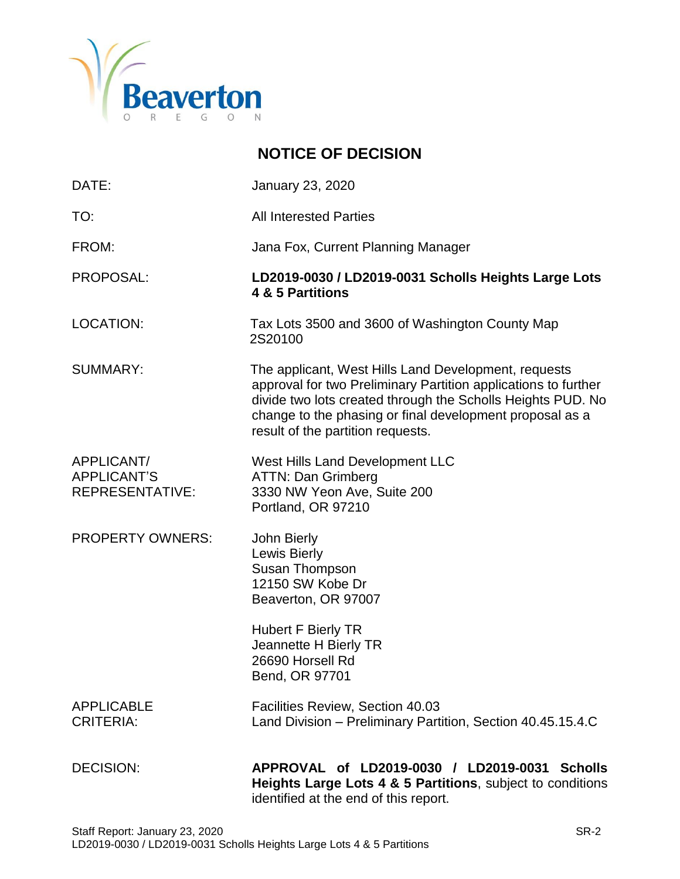# NOTICE OF DECISION

| | |
|---|---|
| DATE: | January 23, 2020 |
| TO: | All Interested Parties |
| FROM: | Jana Fox, Current Planning Manager |
| PROPOSAL: | **LD2019-0030 / LD2019-0031 Scholls Heights Large Lots 4 & 5 Partitions** |
| LOCATION: | Tax Lots 3500 and 3600 of Washington County Map 2S20100 |
| SUMMARY: | The applicant, West Hills Land Development, requests approval for two Preliminary Partition applications to further divide two lots created through the Scholls Heights PUD. No change to the phasing or final development proposal as a result of the partition requests. |
| APPLICANT/ APPLICANT'S REPRESENTATIVE: | West Hills Land Development LLC<br>ATTN: Dan Grimberg<br>3330 NW Yeon Ave, Suite 200<br>Portland, OR 97210 |
| PROPERTY OWNERS: | John Bierly<br>Lewis Bierly<br>Susan Thompson<br>12150 SW Kobe Dr<br>Beaverton, OR 97007<br><br>Hubert F Bierly TR<br>Jeannette H Bierly TR<br>26690 Horsell Rd<br>Bend, OR 97701 |
| APPLICABLE CRITERIA: | Facilities Review, Section 40.03<br>Land Division – Preliminary Partition, Section 40.45.15.4.C |
| DECISION: | **APPROVAL of LD2019-0030 / LD2019-0031 Scholls Heights Large Lots 4 & 5 Partitions**, subject to conditions identified at the end of this report. |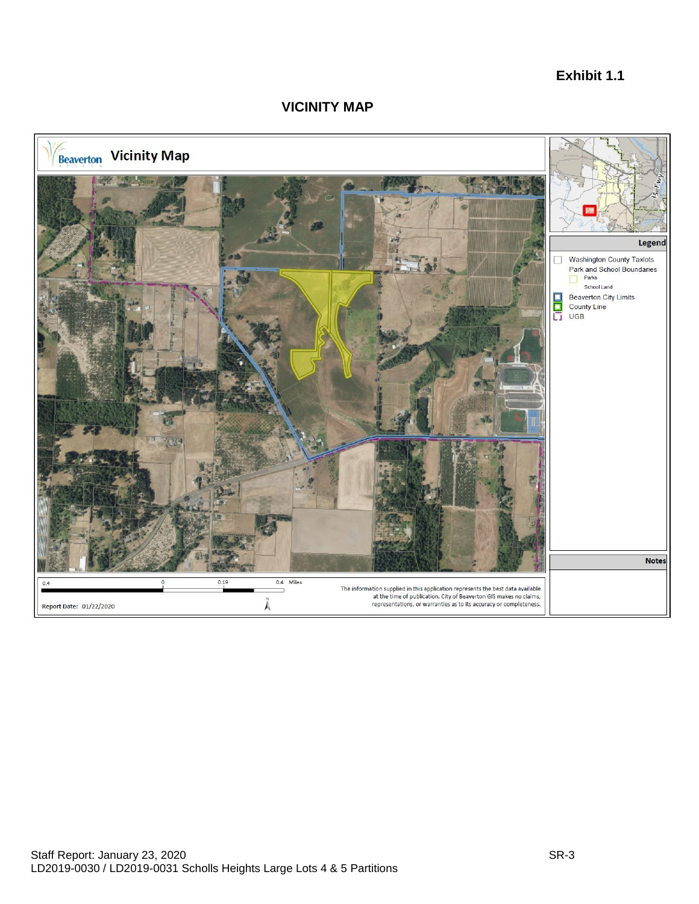**Exhibit 1.1**

## VICINITY MAP

Beaverton **Vicinity Map**

**Legend**

- Washington County Taxlots
- Park and School Boundaries
  - Parks
  - School Land
- Beaverton City Limits
- County Line
- UGB

**Notes**

0.4 0 0.19 0.4 Miles

Report Date: 01/22/2020

The information supplied in this application represents the best data available at the time of publication. City of Beaverton GIS makes no claims, representations, or warranties as to its accuracy or completeness.

Staff Report: January 23, 2020
LD2019-0030 / LD2019-0031 Scholls Heights Large Lots 4 & 5 Partitions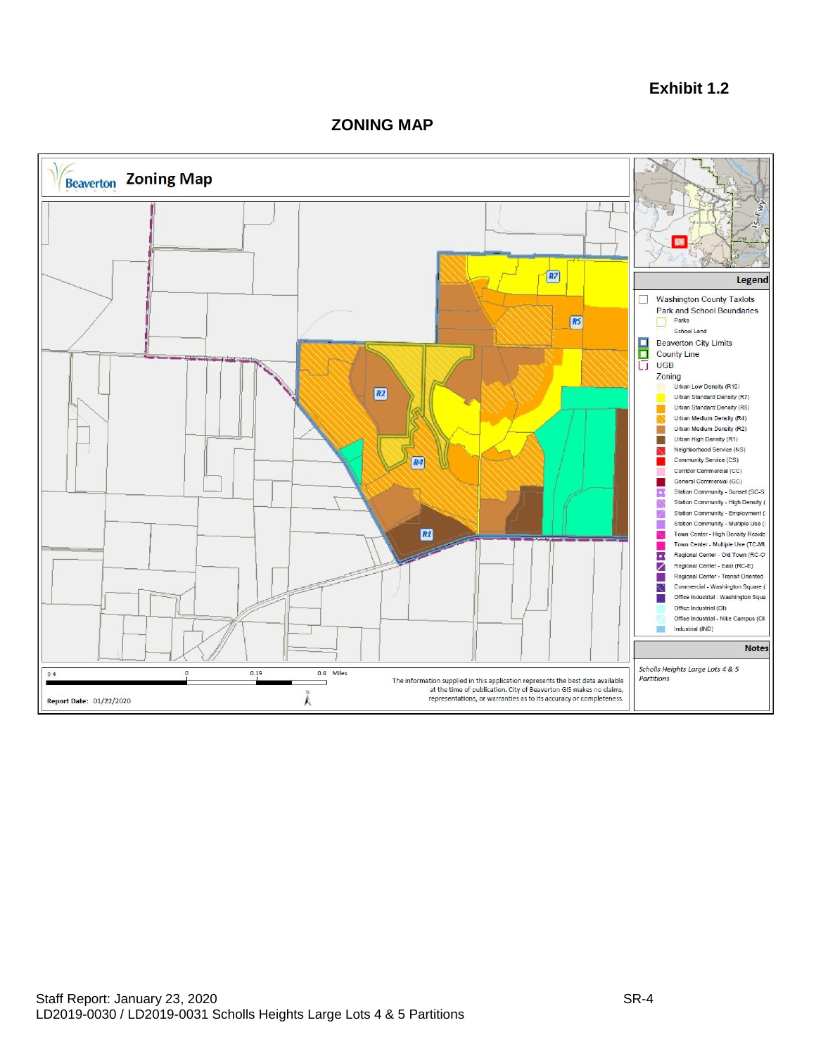**Exhibit 1.2**

## ZONING MAP

**Beaverton** **Zoning Map**

R7

R5

R2

R4

R1

**Legend**

- Washington County Taxlots
- Park and School Boundaries
  - Parks
  - School Land
- Beaverton City Limits
- County Line
- UGB
- Zoning
  - Urban Low Density (R10)
  - Urban Standard Density (R7)
  - Urban Standard Density (R5)
  - Urban Medium Density (R4)
  - Urban Medium Density (R2)
  - Urban High Density (R1)
  - Neighborhood Service (NS)
  - Community Service (CS)
  - Corridor Commercial (CC)
  - General Commercial (GC)
  - Station Community - Sunset (SC-S
  - Station Community - High Density (
  - Station Community - Employment (
  - Station Community - Multiple Use (
  - Town Center - High Density Reside
  - Town Center - Multiple Use (TC-MU
  - Regional Center - Old Town (RC-O
  - Regional Center - East (RC-E)
  - Regional Center - Transit Oriented
  - Commercial - Washington Square (
  - Office Industrial - Washington Squa
  - Office Industrial (OI)
  - Office Industrial - Nike Campus (OI
  - Industrial (IND)

**Notes**

*Scholls Heights Large Lots 4 & 5 Partitions*

0.4 0 0.19 0.4 Miles

**Report Date:** 01/22/2020

The information supplied in this application represents the best data available at the time of publication. City of Beaverton GIS makes no claims, representations, or warranties as to its accuracy or completeness.

Staff Report: January 23, 2020
LD2019-0030 / LD2019-0031 Scholls Heights Large Lots 4 & 5 Partitions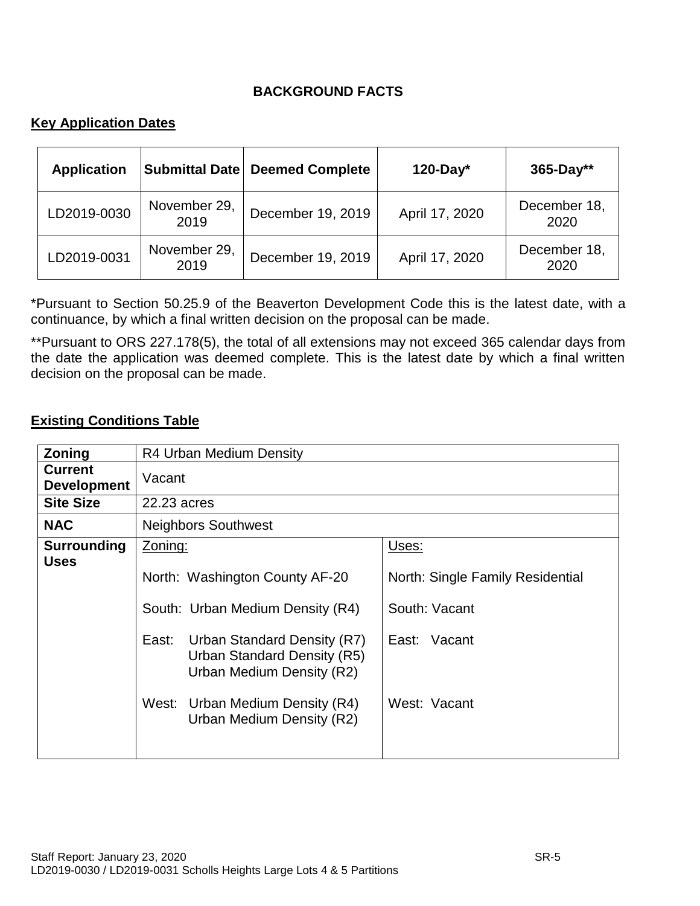## BACKGROUND FACTS

### Key Application Dates

| Application | Submittal Date | Deemed Complete | 120-Day* | 365-Day** |
|---|---|---|---|---|
| LD2019-0030 | November 29, 2019 | December 19, 2019 | April 17, 2020 | December 18, 2020 |
| LD2019-0031 | November 29, 2019 | December 19, 2019 | April 17, 2020 | December 18, 2020 |

*Pursuant to Section 50.25.9 of the Beaverton Development Code this is the latest date, with a continuance, by which a final written decision on the proposal can be made.

**Pursuant to ORS 227.178(5), the total of all extensions may not exceed 365 calendar days from the date the application was deemed complete. This is the latest date by which a final written decision on the proposal can be made.

### Existing Conditions Table

| | | |
|---|---|---|
| **Zoning** | R4 Urban Medium Density | |
| **Current Development** | Vacant | |
| **Site Size** | 22.23 acres | |
| **NAC** | Neighbors Southwest | |
| **Surrounding Uses** | Zoning:<br><br>North: Washington County AF-20<br><br>South: Urban Medium Density (R4)<br><br>East: Urban Standard Density (R7)<br>Urban Standard Density (R5)<br>Urban Medium Density (R2)<br><br>West: Urban Medium Density (R4)<br>Urban Medium Density (R2) | Uses:<br><br>North: Single Family Residential<br><br>South: Vacant<br><br>East: Vacant<br><br>West: Vacant |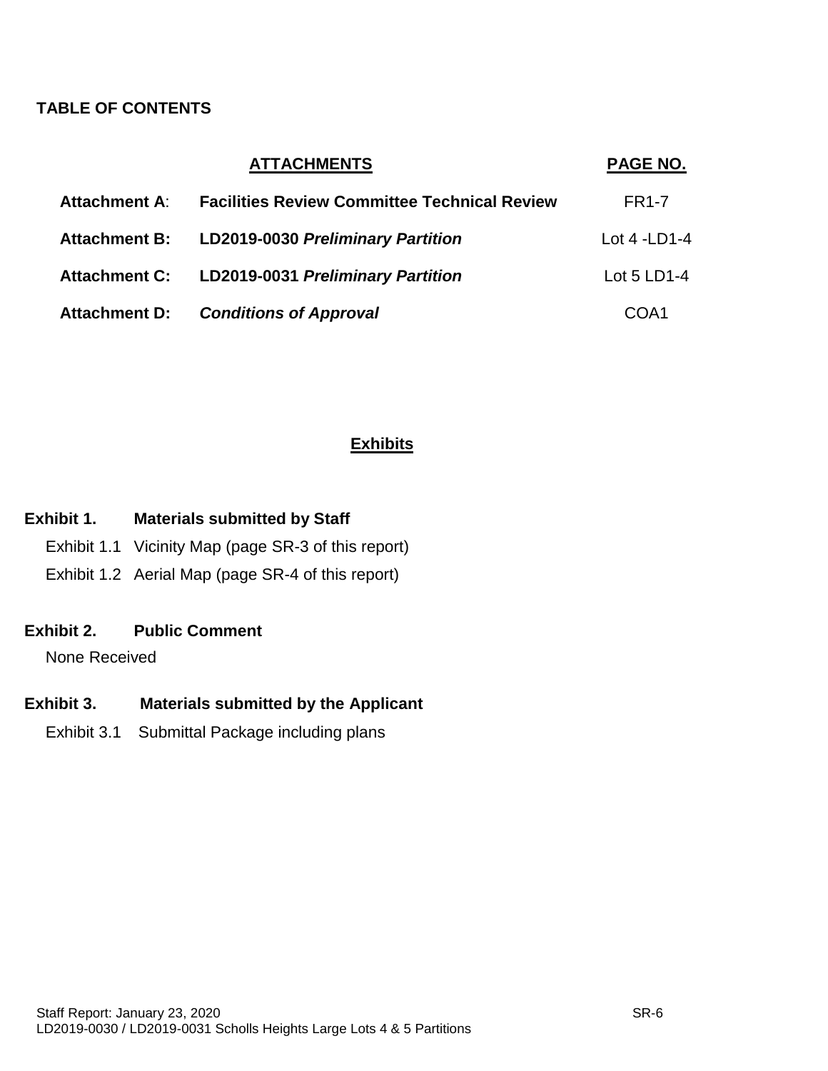**TABLE OF CONTENTS**

| | **ATTACHMENTS** | **PAGE NO.** |
|---|---|---|
| **Attachment A**: | **Facilities Review Committee Technical Review** | FR1-7 |
| **Attachment B:** | **LD2019-0030 *Preliminary Partition*** | Lot 4 -LD1-4 |
| **Attachment C:** | **LD2019-0031 *Preliminary Partition*** | Lot 5 LD1-4 |
| **Attachment D:** | ***Conditions of Approval*** | COA1 |

## Exhibits

**Exhibit 1. Materials submitted by Staff**

Exhibit 1.1 Vicinity Map (page SR-3 of this report)

Exhibit 1.2 Aerial Map (page SR-4 of this report)

**Exhibit 2. Public Comment**

None Received

**Exhibit 3. Materials submitted by the Applicant**

Exhibit 3.1 Submittal Package including plans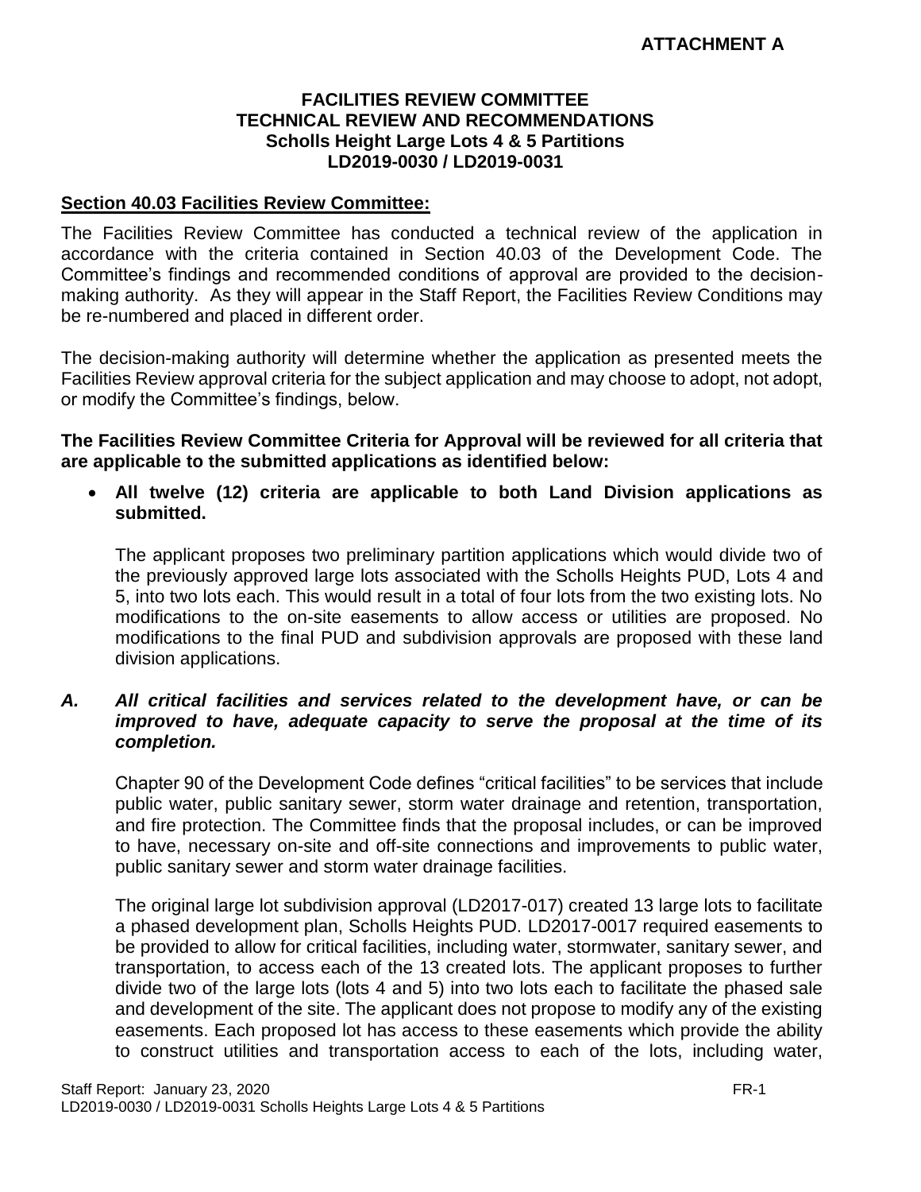**ATTACHMENT A**

**FACILITIES REVIEW COMMITTEE**
**TECHNICAL REVIEW AND RECOMMENDATIONS**
**Scholls Height Large Lots 4 & 5 Partitions**
**LD2019-0030 / LD2019-0031**

**Section 40.03 Facilities Review Committee:**

The Facilities Review Committee has conducted a technical review of the application in accordance with the criteria contained in Section 40.03 of the Development Code. The Committee's findings and recommended conditions of approval are provided to the decision-making authority. As they will appear in the Staff Report, the Facilities Review Conditions may be re-numbered and placed in different order.

The decision-making authority will determine whether the application as presented meets the Facilities Review approval criteria for the subject application and may choose to adopt, not adopt, or modify the Committee's findings, below.

**The Facilities Review Committee Criteria for Approval will be reviewed for all criteria that are applicable to the submitted applications as identified below:**

- **All twelve (12) criteria are applicable to both Land Division applications as submitted.**

  The applicant proposes two preliminary partition applications which would divide two of the previously approved large lots associated with the Scholls Heights PUD, Lots 4 and 5, into two lots each. This would result in a total of four lots from the two existing lots. No modifications to the on-site easements to allow access or utilities are proposed. No modifications to the final PUD and subdivision approvals are proposed with these land division applications.

***A. All critical facilities and services related to the development have, or can be improved to have, adequate capacity to serve the proposal at the time of its completion.***

Chapter 90 of the Development Code defines "critical facilities" to be services that include public water, public sanitary sewer, storm water drainage and retention, transportation, and fire protection. The Committee finds that the proposal includes, or can be improved to have, necessary on-site and off-site connections and improvements to public water, public sanitary sewer and storm water drainage facilities.

The original large lot subdivision approval (LD2017-017) created 13 large lots to facilitate a phased development plan, Scholls Heights PUD. LD2017-0017 required easements to be provided to allow for critical facilities, including water, stormwater, sanitary sewer, and transportation, to access each of the 13 created lots. The applicant proposes to further divide two of the large lots (lots 4 and 5) into two lots each to facilitate the phased sale and development of the site. The applicant does not propose to modify any of the existing easements. Each proposed lot has access to these easements which provide the ability to construct utilities and transportation access to each of the lots, including water,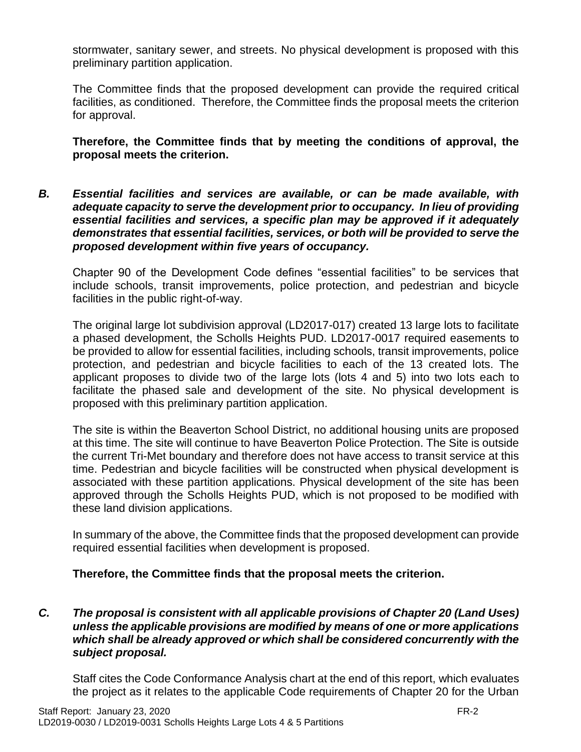stormwater, sanitary sewer, and streets. No physical development is proposed with this preliminary partition application.

The Committee finds that the proposed development can provide the required critical facilities, as conditioned. Therefore, the Committee finds the proposal meets the criterion for approval.

**Therefore, the Committee finds that by meeting the conditions of approval, the proposal meets the criterion.**

***B. Essential facilities and services are available, or can be made available, with adequate capacity to serve the development prior to occupancy. In lieu of providing essential facilities and services, a specific plan may be approved if it adequately demonstrates that essential facilities, services, or both will be provided to serve the proposed development within five years of occupancy.***

Chapter 90 of the Development Code defines "essential facilities" to be services that include schools, transit improvements, police protection, and pedestrian and bicycle facilities in the public right-of-way.

The original large lot subdivision approval (LD2017-017) created 13 large lots to facilitate a phased development, the Scholls Heights PUD. LD2017-0017 required easements to be provided to allow for essential facilities, including schools, transit improvements, police protection, and pedestrian and bicycle facilities to each of the 13 created lots. The applicant proposes to divide two of the large lots (lots 4 and 5) into two lots each to facilitate the phased sale and development of the site. No physical development is proposed with this preliminary partition application.

The site is within the Beaverton School District, no additional housing units are proposed at this time. The site will continue to have Beaverton Police Protection. The Site is outside the current Tri-Met boundary and therefore does not have access to transit service at this time. Pedestrian and bicycle facilities will be constructed when physical development is associated with these partition applications. Physical development of the site has been approved through the Scholls Heights PUD, which is not proposed to be modified with these land division applications.

In summary of the above, the Committee finds that the proposed development can provide required essential facilities when development is proposed.

**Therefore, the Committee finds that the proposal meets the criterion.**

***C. The proposal is consistent with all applicable provisions of Chapter 20 (Land Uses) unless the applicable provisions are modified by means of one or more applications which shall be already approved or which shall be considered concurrently with the subject proposal.***

Staff cites the Code Conformance Analysis chart at the end of this report, which evaluates the project as it relates to the applicable Code requirements of Chapter 20 for the Urban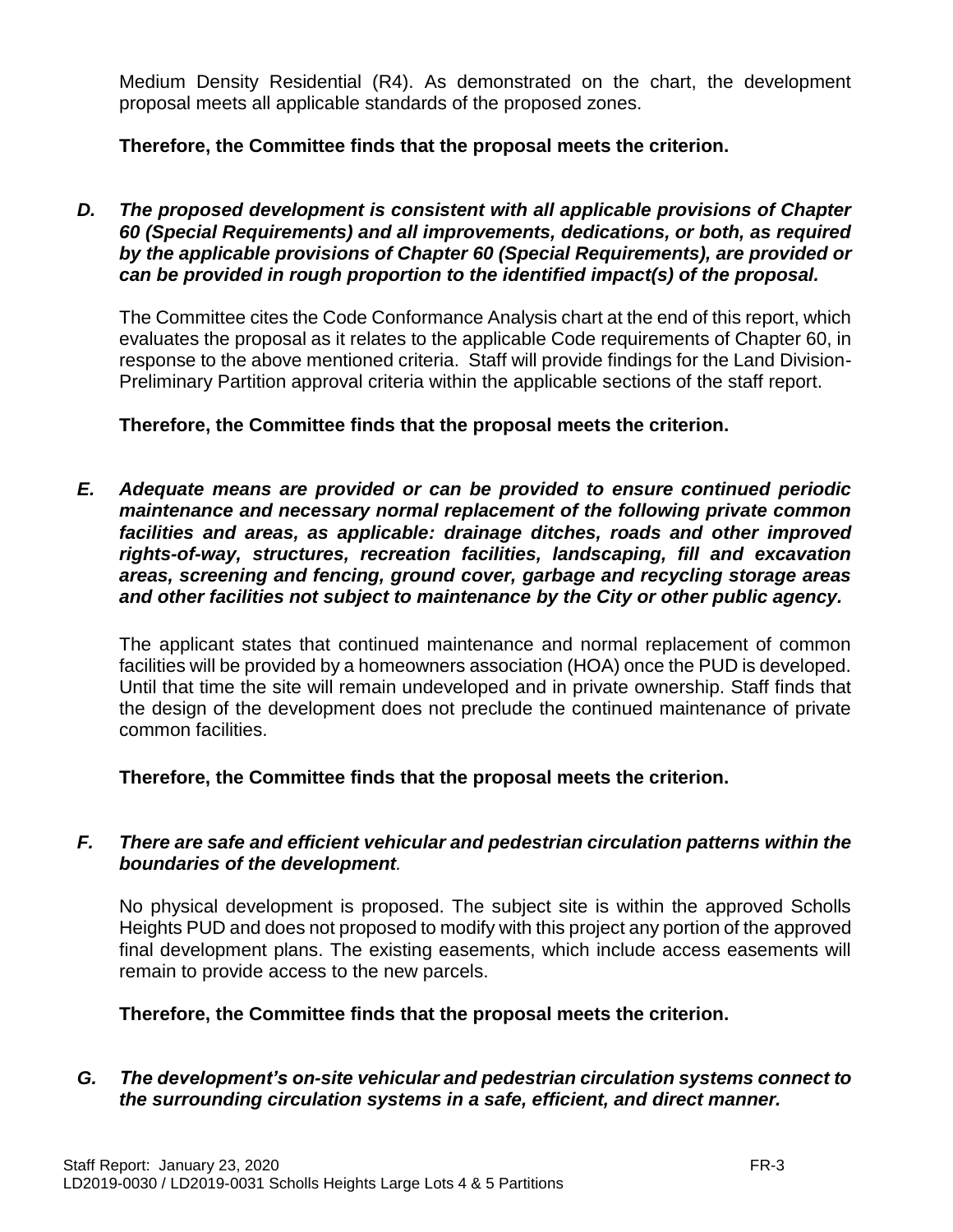Medium Density Residential (R4). As demonstrated on the chart, the development proposal meets all applicable standards of the proposed zones.

**Therefore, the Committee finds that the proposal meets the criterion.**

***D. The proposed development is consistent with all applicable provisions of Chapter 60 (Special Requirements) and all improvements, dedications, or both, as required by the applicable provisions of Chapter 60 (Special Requirements), are provided or can be provided in rough proportion to the identified impact(s) of the proposal.***

The Committee cites the Code Conformance Analysis chart at the end of this report, which evaluates the proposal as it relates to the applicable Code requirements of Chapter 60, in response to the above mentioned criteria. Staff will provide findings for the Land Division-Preliminary Partition approval criteria within the applicable sections of the staff report.

**Therefore, the Committee finds that the proposal meets the criterion.**

***E. Adequate means are provided or can be provided to ensure continued periodic maintenance and necessary normal replacement of the following private common facilities and areas, as applicable: drainage ditches, roads and other improved rights-of-way, structures, recreation facilities, landscaping, fill and excavation areas, screening and fencing, ground cover, garbage and recycling storage areas and other facilities not subject to maintenance by the City or other public agency.***

The applicant states that continued maintenance and normal replacement of common facilities will be provided by a homeowners association (HOA) once the PUD is developed. Until that time the site will remain undeveloped and in private ownership. Staff finds that the design of the development does not preclude the continued maintenance of private common facilities.

**Therefore, the Committee finds that the proposal meets the criterion.**

***F. There are safe and efficient vehicular and pedestrian circulation patterns within the boundaries of the development.***

No physical development is proposed. The subject site is within the approved Scholls Heights PUD and does not proposed to modify with this project any portion of the approved final development plans. The existing easements, which include access easements will remain to provide access to the new parcels.

**Therefore, the Committee finds that the proposal meets the criterion.**

***G. The development's on-site vehicular and pedestrian circulation systems connect to the surrounding circulation systems in a safe, efficient, and direct manner.***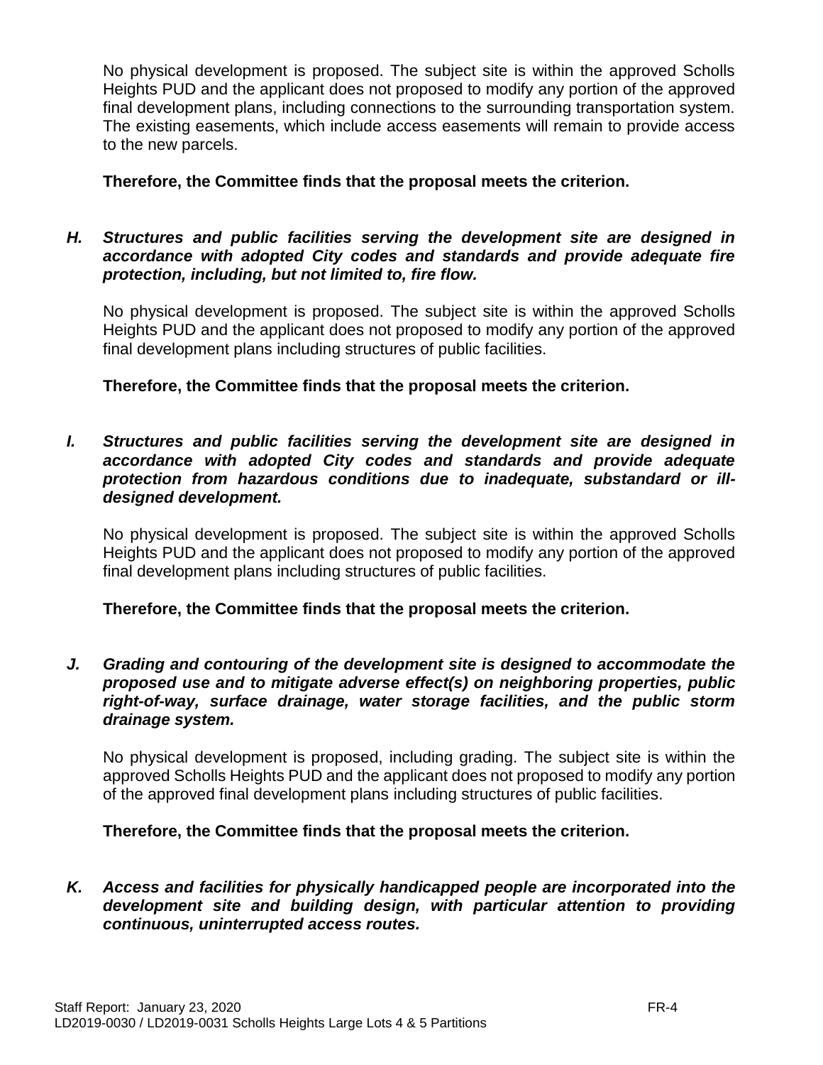No physical development is proposed. The subject site is within the approved Scholls Heights PUD and the applicant does not proposed to modify any portion of the approved final development plans, including connections to the surrounding transportation system. The existing easements, which include access easements will remain to provide access to the new parcels.

**Therefore, the Committee finds that the proposal meets the criterion.**

***H. Structures and public facilities serving the development site are designed in accordance with adopted City codes and standards and provide adequate fire protection, including, but not limited to, fire flow.***

No physical development is proposed. The subject site is within the approved Scholls Heights PUD and the applicant does not proposed to modify any portion of the approved final development plans including structures of public facilities.

**Therefore, the Committee finds that the proposal meets the criterion.**

***I. Structures and public facilities serving the development site are designed in accordance with adopted City codes and standards and provide adequate protection from hazardous conditions due to inadequate, substandard or ill-designed development.***

No physical development is proposed. The subject site is within the approved Scholls Heights PUD and the applicant does not proposed to modify any portion of the approved final development plans including structures of public facilities.

**Therefore, the Committee finds that the proposal meets the criterion.**

***J. Grading and contouring of the development site is designed to accommodate the proposed use and to mitigate adverse effect(s) on neighboring properties, public right-of-way, surface drainage, water storage facilities, and the public storm drainage system.***

No physical development is proposed, including grading. The subject site is within the approved Scholls Heights PUD and the applicant does not proposed to modify any portion of the approved final development plans including structures of public facilities.

**Therefore, the Committee finds that the proposal meets the criterion.**

***K. Access and facilities for physically handicapped people are incorporated into the development site and building design, with particular attention to providing continuous, uninterrupted access routes.***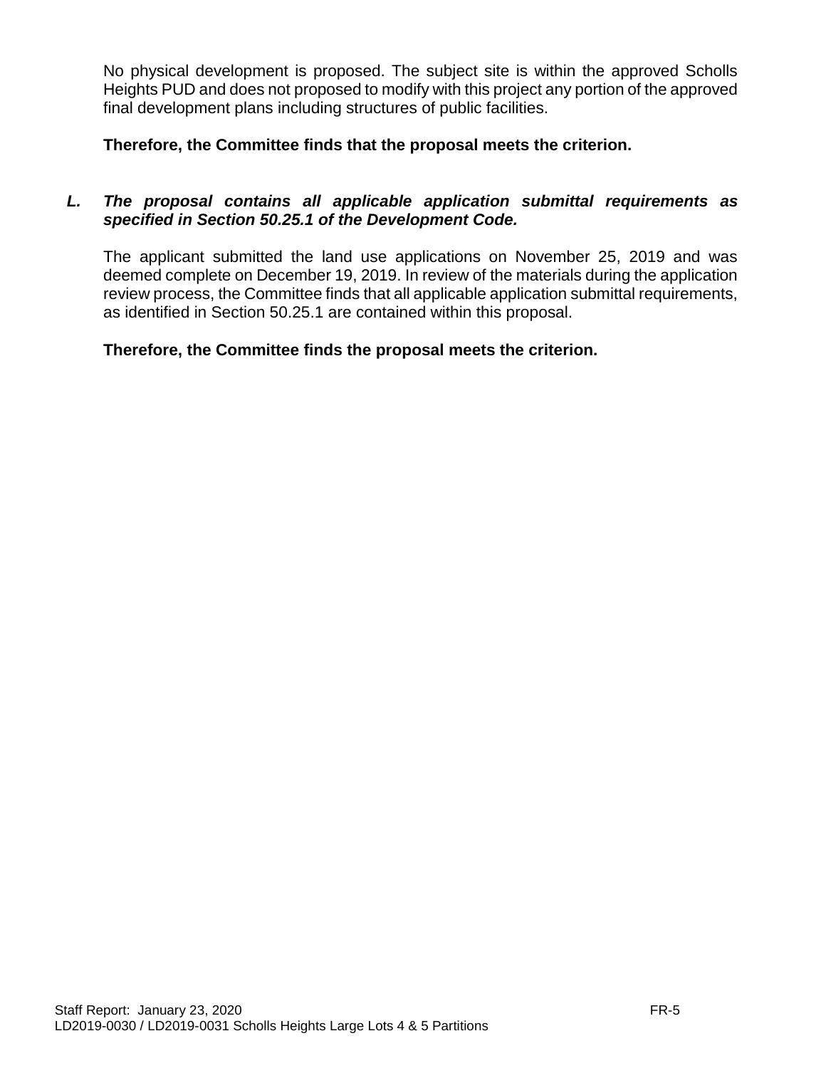No physical development is proposed. The subject site is within the approved Scholls Heights PUD and does not proposed to modify with this project any portion of the approved final development plans including structures of public facilities.

**Therefore, the Committee finds that the proposal meets the criterion.**

***L. The proposal contains all applicable application submittal requirements as specified in Section 50.25.1 of the Development Code.***

The applicant submitted the land use applications on November 25, 2019 and was deemed complete on December 19, 2019. In review of the materials during the application review process, the Committee finds that all applicable application submittal requirements, as identified in Section 50.25.1 are contained within this proposal.

**Therefore, the Committee finds the proposal meets the criterion.**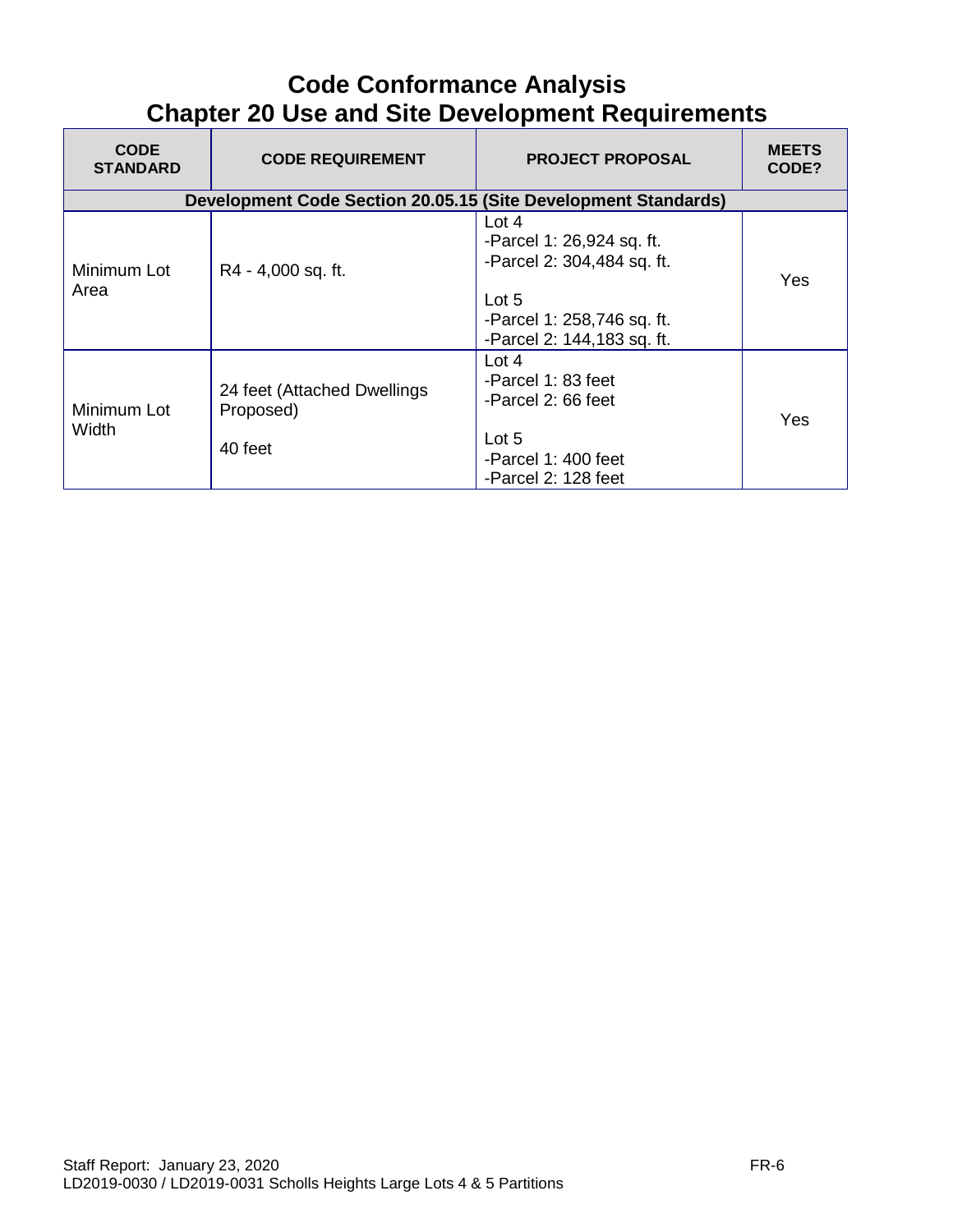# Code Conformance Analysis
# Chapter 20 Use and Site Development Requirements

| CODE STANDARD | CODE REQUIREMENT | PROJECT PROPOSAL | MEETS CODE? |
|---|---|---|---|
| **Development Code Section 20.05.15 (Site Development Standards)** | | | |
| Minimum Lot Area | R4 - 4,000 sq. ft. | Lot 4<br>-Parcel 1: 26,924 sq. ft.<br>-Parcel 2: 304,484 sq. ft.<br><br>Lot 5<br>-Parcel 1: 258,746 sq. ft.<br>-Parcel 2: 144,183 sq. ft. | Yes |
| Minimum Lot Width | 24 feet (Attached Dwellings Proposed)<br><br>40 feet | Lot 4<br>-Parcel 1: 83 feet<br>-Parcel 2: 66 feet<br><br>Lot 5<br>-Parcel 1: 400 feet<br>-Parcel 2: 128 feet | Yes |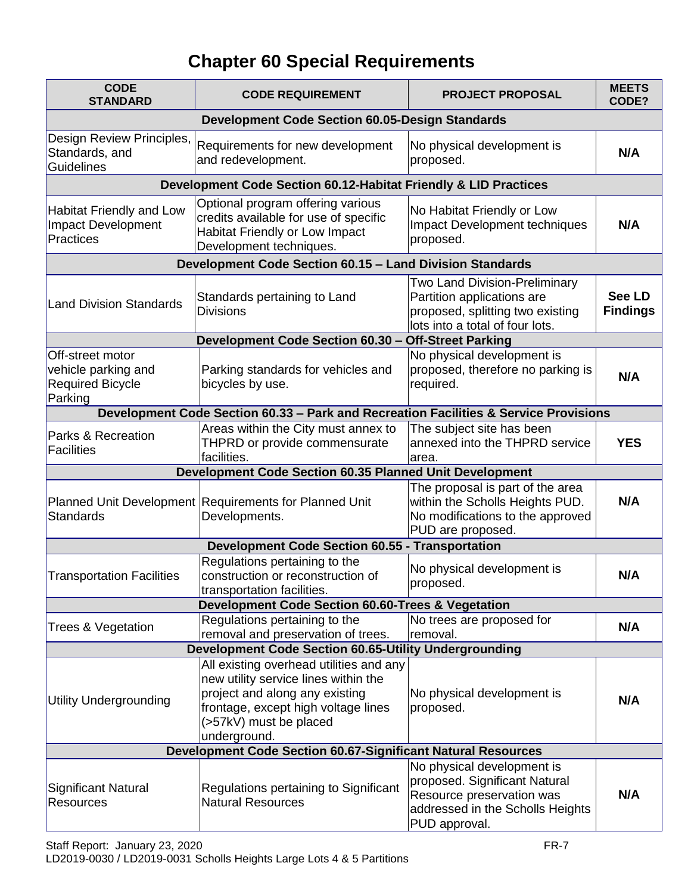# Chapter 60 Special Requirements

| CODE STANDARD | CODE REQUIREMENT | PROJECT PROPOSAL | MEETS CODE? |
|---|---|---|---|
| **Development Code Section 60.05-Design Standards** | | | |
| Design Review Principles, Standards, and Guidelines | Requirements for new development and redevelopment. | No physical development is proposed. | **N/A** |
| **Development Code Section 60.12-Habitat Friendly & LID Practices** | | | |
| Habitat Friendly and Low Impact Development Practices | Optional program offering various credits available for use of specific Habitat Friendly or Low Impact Development techniques. | No Habitat Friendly or Low Impact Development techniques proposed. | **N/A** |
| **Development Code Section 60.15 – Land Division Standards** | | | |
| Land Division Standards | Standards pertaining to Land Divisions | Two Land Division-Preliminary Partition applications are proposed, splitting two existing lots into a total of four lots. | **See LD Findings** |
| **Development Code Section 60.30 – Off-Street Parking** | | | |
| Off-street motor vehicle parking and Required Bicycle Parking | Parking standards for vehicles and bicycles by use. | No physical development is proposed, therefore no parking is required. | **N/A** |
| **Development Code Section 60.33 – Park and Recreation Facilities & Service Provisions** | | | |
| Parks & Recreation Facilities | Areas within the City must annex to THPRD or provide commensurate facilities. | The subject site has been annexed into the THPRD service area. | **YES** |
| **Development Code Section 60.35 Planned Unit Development** | | | |
| Planned Unit Development Standards | Requirements for Planned Unit Developments. | The proposal is part of the area within the Scholls Heights PUD. No modifications to the approved PUD are proposed. | **N/A** |
| **Development Code Section 60.55 - Transportation** | | | |
| Transportation Facilities | Regulations pertaining to the construction or reconstruction of transportation facilities. | No physical development is proposed. | **N/A** |
| **Development Code Section 60.60-Trees & Vegetation** | | | |
| Trees & Vegetation | Regulations pertaining to the removal and preservation of trees. | No trees are proposed for removal. | **N/A** |
| **Development Code Section 60.65-Utility Undergrounding** | | | |
| Utility Undergrounding | All existing overhead utilities and any new utility service lines within the project and along any existing frontage, except high voltage lines (>57kV) must be placed underground. | No physical development is proposed. | **N/A** |
| **Development Code Section 60.67-Significant Natural Resources** | | | |
| Significant Natural Resources | Regulations pertaining to Significant Natural Resources | No physical development is proposed. Significant Natural Resource preservation was addressed in the Scholls Heights PUD approval. | **N/A** |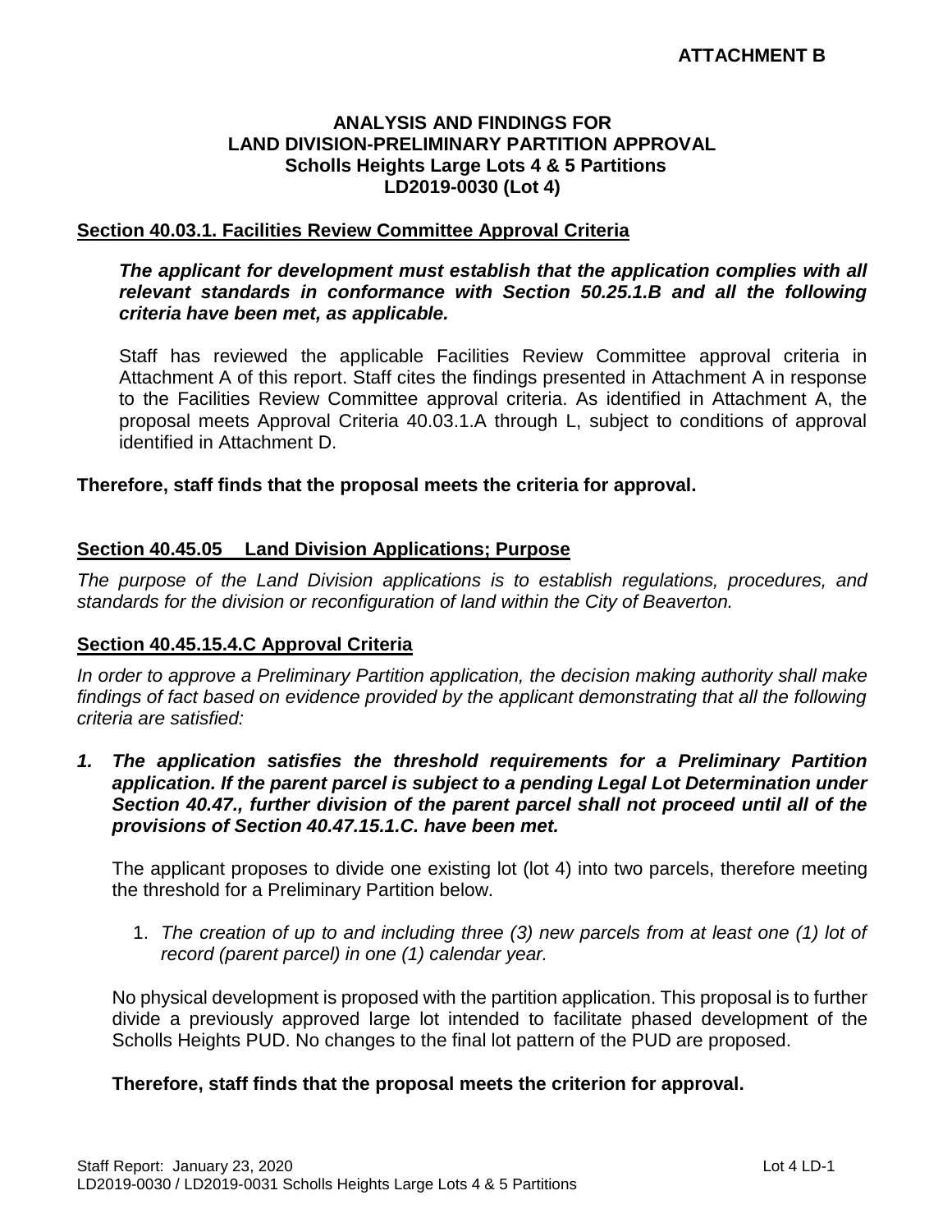**ATTACHMENT B**

**ANALYSIS AND FINDINGS FOR**
**LAND DIVISION-PRELIMINARY PARTITION APPROVAL**
**Scholls Heights Large Lots 4 & 5 Partitions**
**LD2019-0030 (Lot 4)**

**Section 40.03.1. Facilities Review Committee Approval Criteria**

***The applicant for development must establish that the application complies with all relevant standards in conformance with Section 50.25.1.B and all the following criteria have been met, as applicable.***

Staff has reviewed the applicable Facilities Review Committee approval criteria in Attachment A of this report. Staff cites the findings presented in Attachment A in response to the Facilities Review Committee approval criteria. As identified in Attachment A, the proposal meets Approval Criteria 40.03.1.A through L, subject to conditions of approval identified in Attachment D.

**Therefore, staff finds that the proposal meets the criteria for approval.**

**Section 40.45.05 Land Division Applications; Purpose**

*The purpose of the Land Division applications is to establish regulations, procedures, and standards for the division or reconfiguration of land within the City of Beaverton.*

**Section 40.45.15.4.C Approval Criteria**

*In order to approve a Preliminary Partition application, the decision making authority shall make findings of fact based on evidence provided by the applicant demonstrating that all the following criteria are satisfied:*

***1. The application satisfies the threshold requirements for a Preliminary Partition application. If the parent parcel is subject to a pending Legal Lot Determination under Section 40.47., further division of the parent parcel shall not proceed until all of the provisions of Section 40.47.15.1.C. have been met.***

The applicant proposes to divide one existing lot (lot 4) into two parcels, therefore meeting the threshold for a Preliminary Partition below.

1. *The creation of up to and including three (3) new parcels from at least one (1) lot of record (parent parcel) in one (1) calendar year.*

No physical development is proposed with the partition application. This proposal is to further divide a previously approved large lot intended to facilitate phased development of the Scholls Heights PUD. No changes to the final lot pattern of the PUD are proposed.

**Therefore, staff finds that the proposal meets the criterion for approval.**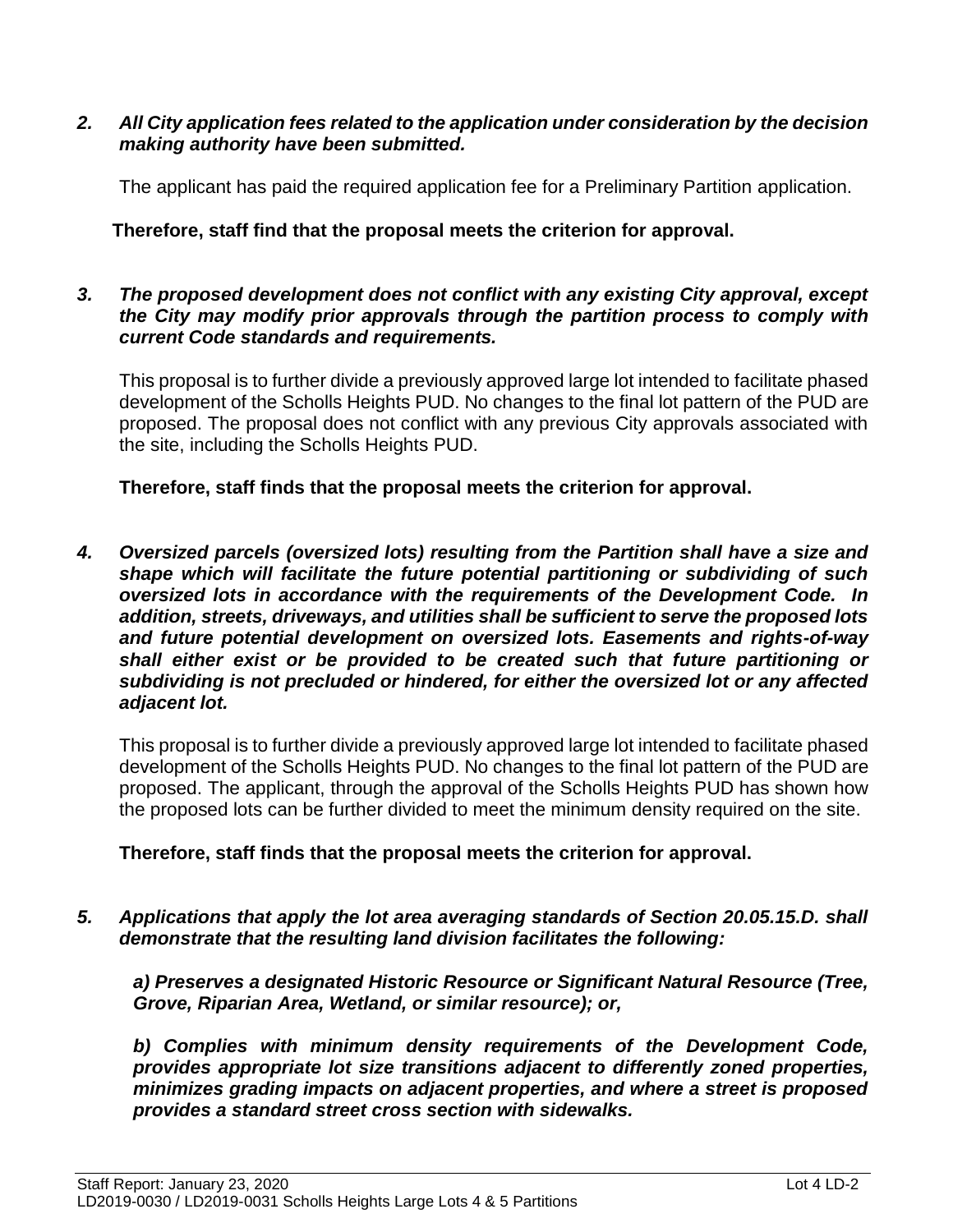*2. **All City application fees related to the application under consideration by the decision making authority have been submitted.***

The applicant has paid the required application fee for a Preliminary Partition application.

**Therefore, staff find that the proposal meets the criterion for approval.**

*3. **The proposed development does not conflict with any existing City approval, except the City may modify prior approvals through the partition process to comply with current Code standards and requirements.***

This proposal is to further divide a previously approved large lot intended to facilitate phased development of the Scholls Heights PUD. No changes to the final lot pattern of the PUD are proposed. The proposal does not conflict with any previous City approvals associated with the site, including the Scholls Heights PUD.

**Therefore, staff finds that the proposal meets the criterion for approval.**

*4. **Oversized parcels (oversized lots) resulting from the Partition shall have a size and shape which will facilitate the future potential partitioning or subdividing of such oversized lots in accordance with the requirements of the Development Code. In addition, streets, driveways, and utilities shall be sufficient to serve the proposed lots and future potential development on oversized lots. Easements and rights-of-way shall either exist or be provided to be created such that future partitioning or subdividing is not precluded or hindered, for either the oversized lot or any affected adjacent lot.***

This proposal is to further divide a previously approved large lot intended to facilitate phased development of the Scholls Heights PUD. No changes to the final lot pattern of the PUD are proposed. The applicant, through the approval of the Scholls Heights PUD has shown how the proposed lots can be further divided to meet the minimum density required on the site.

**Therefore, staff finds that the proposal meets the criterion for approval.**

*5. **Applications that apply the lot area averaging standards of Section 20.05.15.D. shall demonstrate that the resulting land division facilitates the following:***

***a) Preserves a designated Historic Resource or Significant Natural Resource (Tree, Grove, Riparian Area, Wetland, or similar resource); or,***

***b) Complies with minimum density requirements of the Development Code, provides appropriate lot size transitions adjacent to differently zoned properties, minimizes grading impacts on adjacent properties, and where a street is proposed provides a standard street cross section with sidewalks.***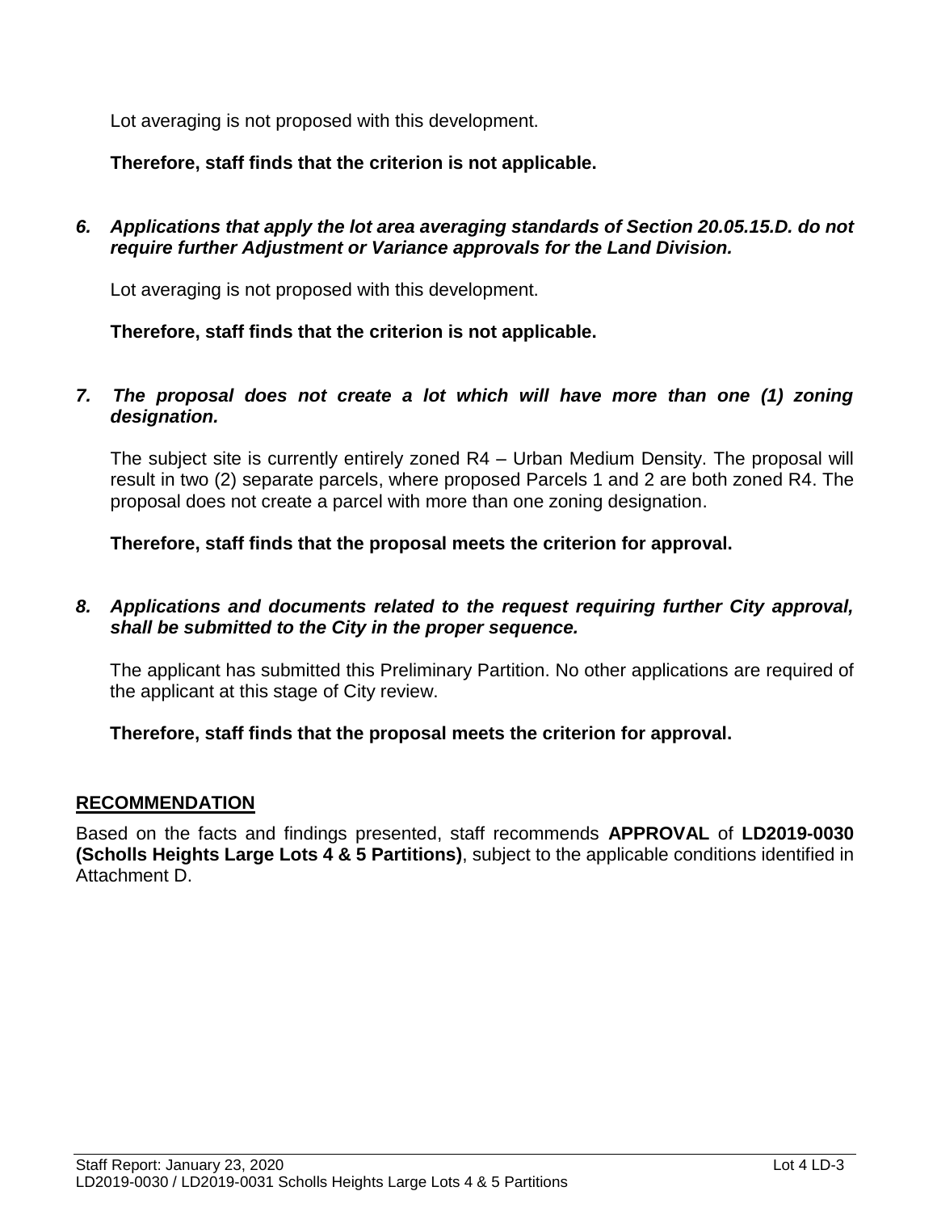Lot averaging is not proposed with this development.

**Therefore, staff finds that the criterion is not applicable.**

***6. Applications that apply the lot area averaging standards of Section 20.05.15.D. do not require further Adjustment or Variance approvals for the Land Division.***

Lot averaging is not proposed with this development.

**Therefore, staff finds that the criterion is not applicable.**

***7. The proposal does not create a lot which will have more than one (1) zoning designation.***

The subject site is currently entirely zoned R4 – Urban Medium Density. The proposal will result in two (2) separate parcels, where proposed Parcels 1 and 2 are both zoned R4. The proposal does not create a parcel with more than one zoning designation.

**Therefore, staff finds that the proposal meets the criterion for approval.**

***8. Applications and documents related to the request requiring further City approval, shall be submitted to the City in the proper sequence.***

The applicant has submitted this Preliminary Partition. No other applications are required of the applicant at this stage of City review.

**Therefore, staff finds that the proposal meets the criterion for approval.**

## RECOMMENDATION

Based on the facts and findings presented, staff recommends **APPROVAL** of **LD2019-0030 (Scholls Heights Large Lots 4 & 5 Partitions)**, subject to the applicable conditions identified in Attachment D.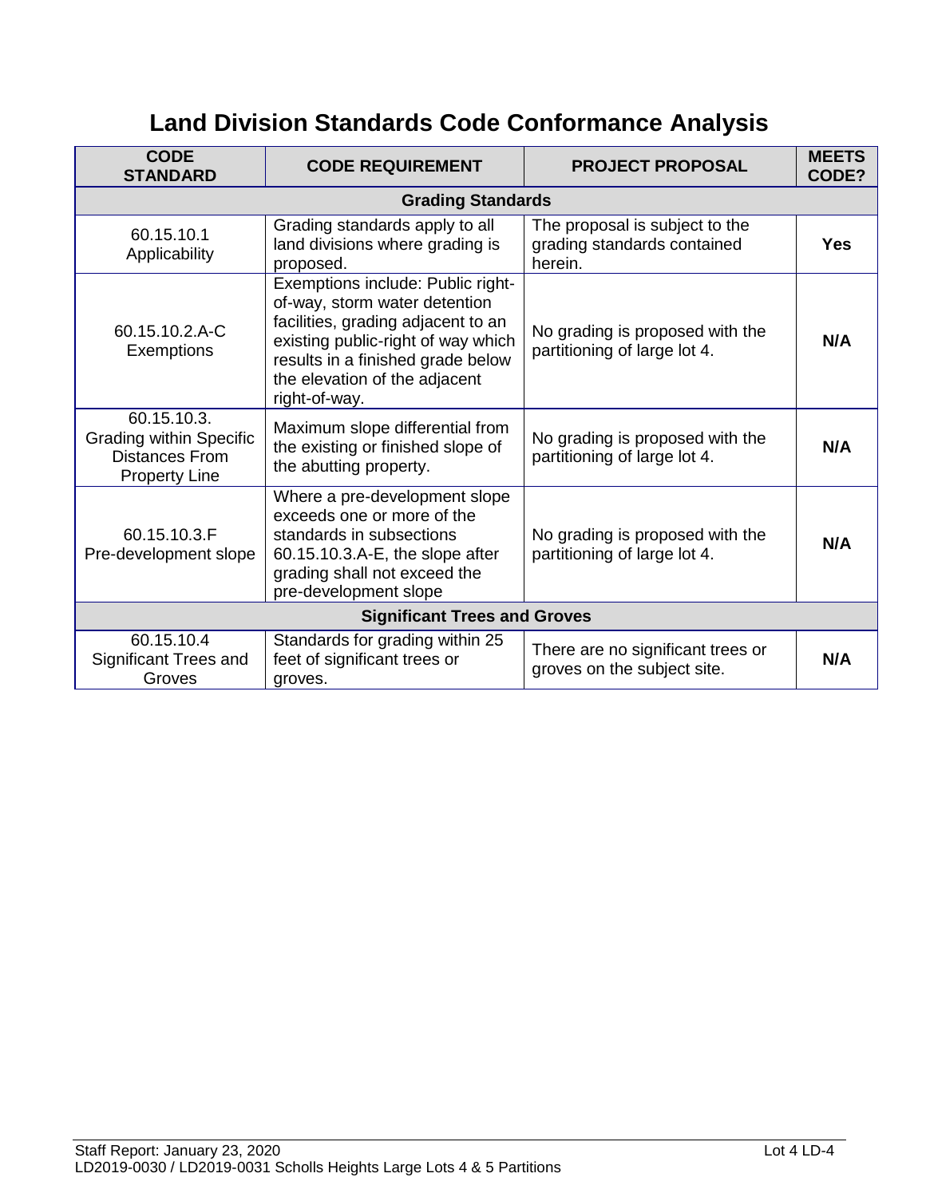# Land Division Standards Code Conformance Analysis

| CODE STANDARD | CODE REQUIREMENT | PROJECT PROPOSAL | MEETS CODE? |
|---|---|---|---|
| **Grading Standards** | | | |
| 60.15.10.1 Applicability | Grading standards apply to all land divisions where grading is proposed. | The proposal is subject to the grading standards contained herein. | **Yes** |
| 60.15.10.2.A-C Exemptions | Exemptions include: Public right-of-way, storm water detention facilities, grading adjacent to an existing public-right of way which results in a finished grade below the elevation of the adjacent right-of-way. | No grading is proposed with the partitioning of large lot 4. | **N/A** |
| 60.15.10.3. Grading within Specific Distances From Property Line | Maximum slope differential from the existing or finished slope of the abutting property. | No grading is proposed with the partitioning of large lot 4. | **N/A** |
| 60.15.10.3.F Pre-development slope | Where a pre-development slope exceeds one or more of the standards in subsections 60.15.10.3.A-E, the slope after grading shall not exceed the pre-development slope | No grading is proposed with the partitioning of large lot 4. | **N/A** |
| **Significant Trees and Groves** | | | |
| 60.15.10.4 Significant Trees and Groves | Standards for grading within 25 feet of significant trees or groves. | There are no significant trees or groves on the subject site. | **N/A** |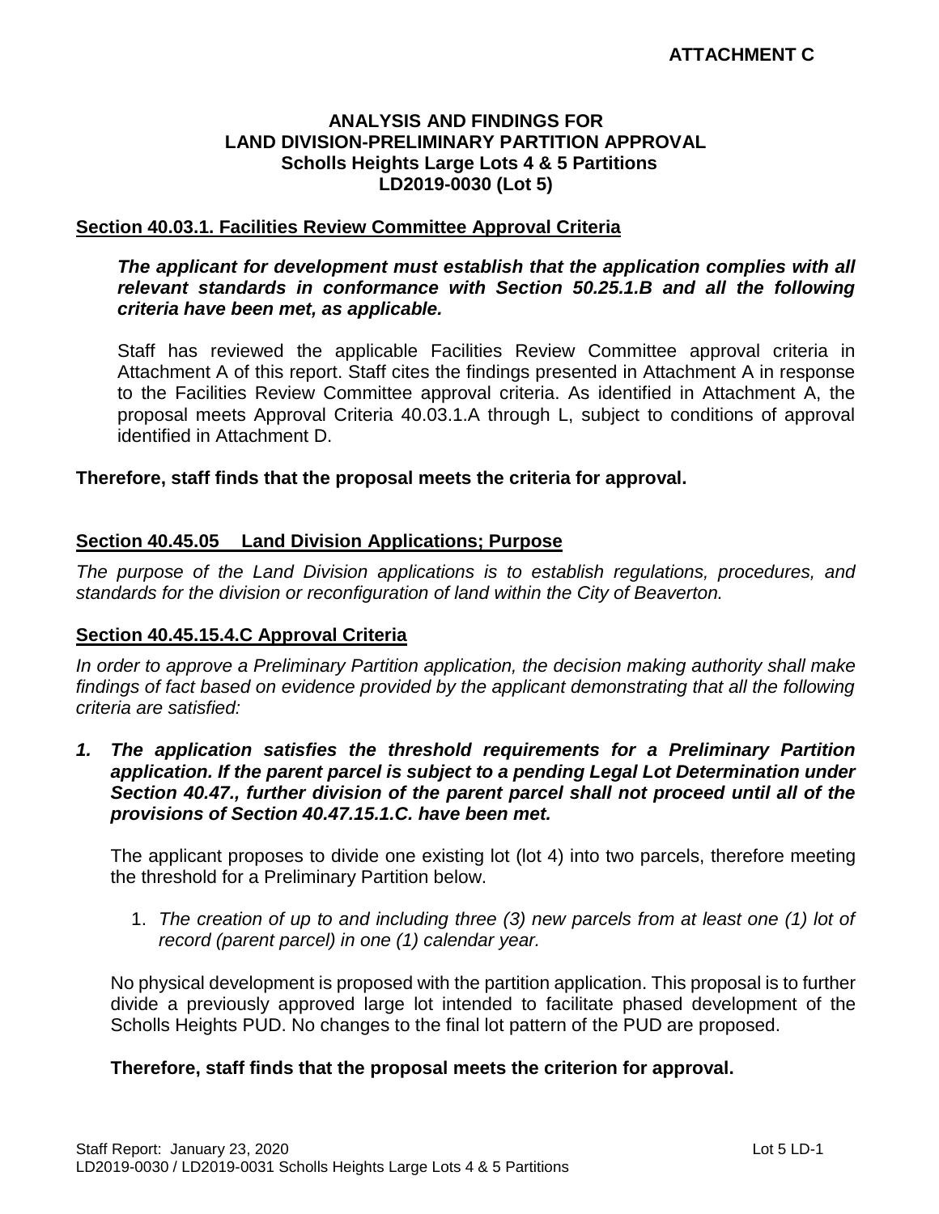**ATTACHMENT C**

**ANALYSIS AND FINDINGS FOR**
**LAND DIVISION-PRELIMINARY PARTITION APPROVAL**
**Scholls Heights Large Lots 4 & 5 Partitions**
**LD2019-0030 (Lot 5)**

**Section 40.03.1. Facilities Review Committee Approval Criteria**

***The applicant for development must establish that the application complies with all relevant standards in conformance with Section 50.25.1.B and all the following criteria have been met, as applicable.***

Staff has reviewed the applicable Facilities Review Committee approval criteria in Attachment A of this report. Staff cites the findings presented in Attachment A in response to the Facilities Review Committee approval criteria. As identified in Attachment A, the proposal meets Approval Criteria 40.03.1.A through L, subject to conditions of approval identified in Attachment D.

**Therefore, staff finds that the proposal meets the criteria for approval.**

**Section 40.45.05 Land Division Applications; Purpose**

*The purpose of the Land Division applications is to establish regulations, procedures, and standards for the division or reconfiguration of land within the City of Beaverton.*

**Section 40.45.15.4.C Approval Criteria**

*In order to approve a Preliminary Partition application, the decision making authority shall make findings of fact based on evidence provided by the applicant demonstrating that all the following criteria are satisfied:*

***1. The application satisfies the threshold requirements for a Preliminary Partition application. If the parent parcel is subject to a pending Legal Lot Determination under Section 40.47., further division of the parent parcel shall not proceed until all of the provisions of Section 40.47.15.1.C. have been met.***

The applicant proposes to divide one existing lot (lot 4) into two parcels, therefore meeting the threshold for a Preliminary Partition below.

1. *The creation of up to and including three (3) new parcels from at least one (1) lot of record (parent parcel) in one (1) calendar year.*

No physical development is proposed with the partition application. This proposal is to further divide a previously approved large lot intended to facilitate phased development of the Scholls Heights PUD. No changes to the final lot pattern of the PUD are proposed.

**Therefore, staff finds that the proposal meets the criterion for approval.**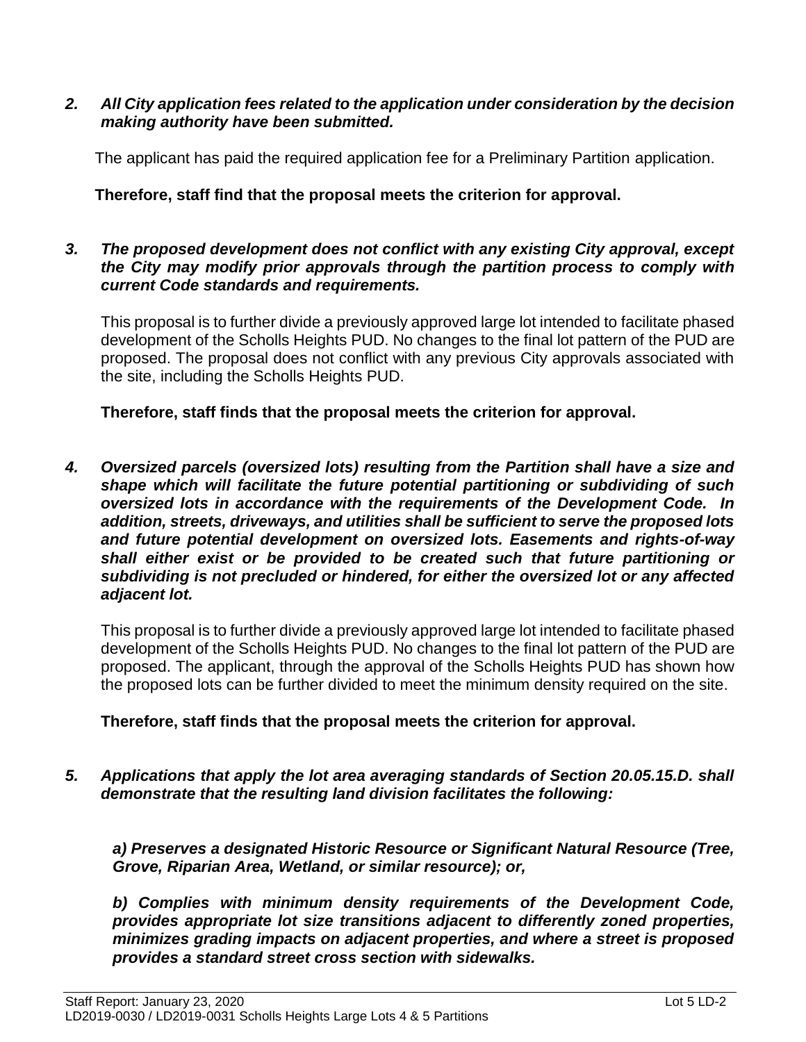*2. All City application fees related to the application under consideration by the decision making authority have been submitted.*

The applicant has paid the required application fee for a Preliminary Partition application.

**Therefore, staff find that the proposal meets the criterion for approval.**

*3. The proposed development does not conflict with any existing City approval, except the City may modify prior approvals through the partition process to comply with current Code standards and requirements.*

This proposal is to further divide a previously approved large lot intended to facilitate phased development of the Scholls Heights PUD. No changes to the final lot pattern of the PUD are proposed. The proposal does not conflict with any previous City approvals associated with the site, including the Scholls Heights PUD.

**Therefore, staff finds that the proposal meets the criterion for approval.**

*4. Oversized parcels (oversized lots) resulting from the Partition shall have a size and shape which will facilitate the future potential partitioning or subdividing of such oversized lots in accordance with the requirements of the Development Code. In addition, streets, driveways, and utilities shall be sufficient to serve the proposed lots and future potential development on oversized lots. Easements and rights-of-way shall either exist or be provided to be created such that future partitioning or subdividing is not precluded or hindered, for either the oversized lot or any affected adjacent lot.*

This proposal is to further divide a previously approved large lot intended to facilitate phased development of the Scholls Heights PUD. No changes to the final lot pattern of the PUD are proposed. The applicant, through the approval of the Scholls Heights PUD has shown how the proposed lots can be further divided to meet the minimum density required on the site.

**Therefore, staff finds that the proposal meets the criterion for approval.**

*5. Applications that apply the lot area averaging standards of Section 20.05.15.D. shall demonstrate that the resulting land division facilitates the following:*

*a) Preserves a designated Historic Resource or Significant Natural Resource (Tree, Grove, Riparian Area, Wetland, or similar resource); or,*

*b) Complies with minimum density requirements of the Development Code, provides appropriate lot size transitions adjacent to differently zoned properties, minimizes grading impacts on adjacent properties, and where a street is proposed provides a standard street cross section with sidewalks.*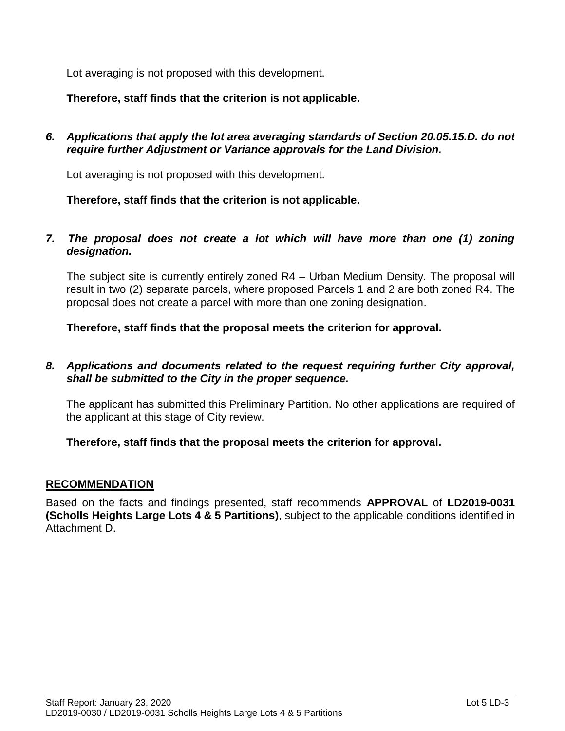Lot averaging is not proposed with this development.

**Therefore, staff finds that the criterion is not applicable.**

6. ***Applications that apply the lot area averaging standards of Section 20.05.15.D. do not require further Adjustment or Variance approvals for the Land Division.***

   Lot averaging is not proposed with this development.

   **Therefore, staff finds that the criterion is not applicable.**

7. ***The proposal does not create a lot which will have more than one (1) zoning designation.***

   The subject site is currently entirely zoned R4 – Urban Medium Density. The proposal will result in two (2) separate parcels, where proposed Parcels 1 and 2 are both zoned R4. The proposal does not create a parcel with more than one zoning designation.

   **Therefore, staff finds that the proposal meets the criterion for approval.**

8. ***Applications and documents related to the request requiring further City approval, shall be submitted to the City in the proper sequence.***

   The applicant has submitted this Preliminary Partition. No other applications are required of the applicant at this stage of City review.

   **Therefore, staff finds that the proposal meets the criterion for approval.**

## RECOMMENDATION

Based on the facts and findings presented, staff recommends **APPROVAL** of **LD2019-0031 (Scholls Heights Large Lots 4 & 5 Partitions)**, subject to the applicable conditions identified in Attachment D.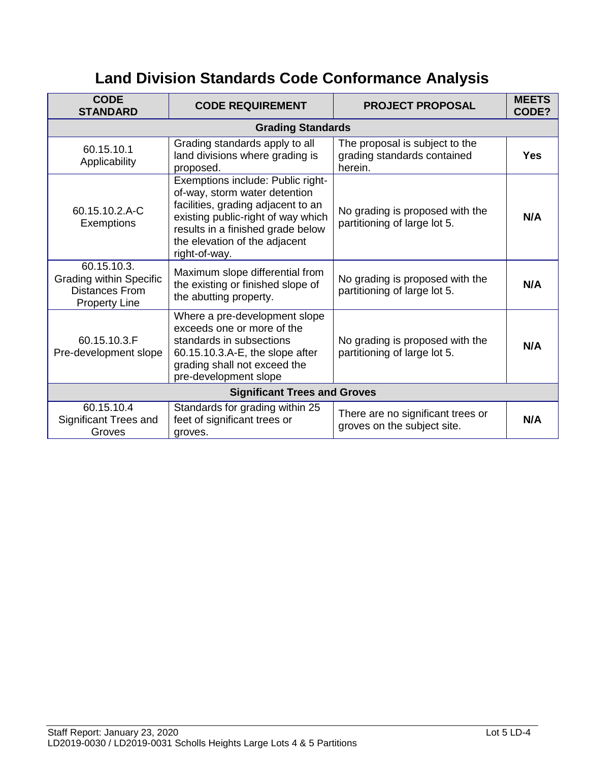# Land Division Standards Code Conformance Analysis

| CODE STANDARD | CODE REQUIREMENT | PROJECT PROPOSAL | MEETS CODE? |
|---|---|---|---|
| **Grading Standards** | | | |
| 60.15.10.1 Applicability | Grading standards apply to all land divisions where grading is proposed. | The proposal is subject to the grading standards contained herein. | **Yes** |
| 60.15.10.2.A-C Exemptions | Exemptions include: Public right-of-way, storm water detention facilities, grading adjacent to an existing public-right of way which results in a finished grade below the elevation of the adjacent right-of-way. | No grading is proposed with the partitioning of large lot 5. | **N/A** |
| 60.15.10.3. Grading within Specific Distances From Property Line | Maximum slope differential from the existing or finished slope of the abutting property. | No grading is proposed with the partitioning of large lot 5. | **N/A** |
| 60.15.10.3.F Pre-development slope | Where a pre-development slope exceeds one or more of the standards in subsections 60.15.10.3.A-E, the slope after grading shall not exceed the pre-development slope | No grading is proposed with the partitioning of large lot 5. | **N/A** |
| **Significant Trees and Groves** | | | |
| 60.15.10.4 Significant Trees and Groves | Standards for grading within 25 feet of significant trees or groves. | There are no significant trees or groves on the subject site. | **N/A** |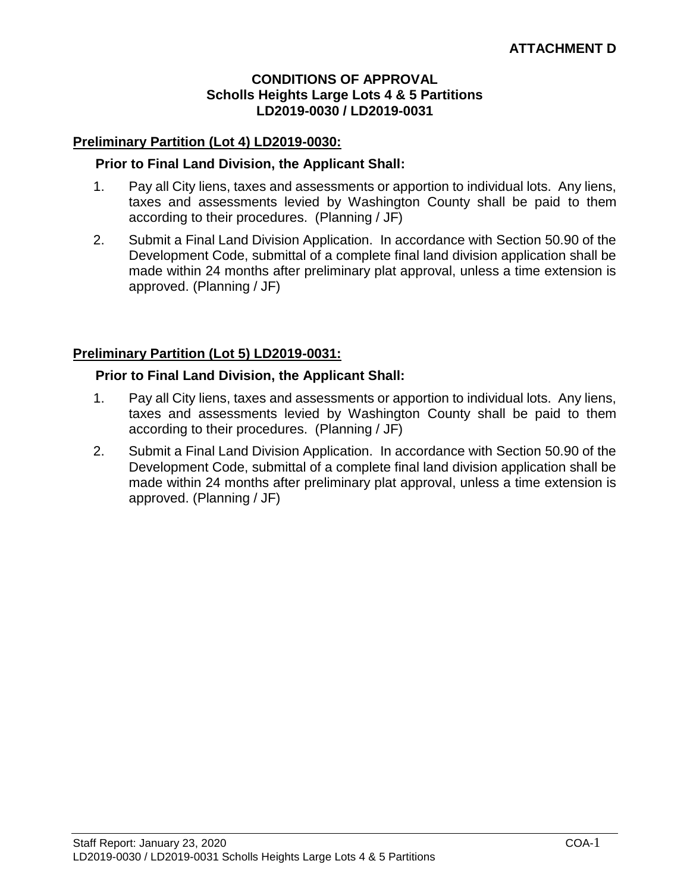**ATTACHMENT D**

# CONDITIONS OF APPROVAL
## Scholls Heights Large Lots 4 & 5 Partitions
## LD2019-0030 / LD2019-0031

### Preliminary Partition (Lot 4) LD2019-0030:

**Prior to Final Land Division, the Applicant Shall:**

1. Pay all City liens, taxes and assessments or apportion to individual lots. Any liens, taxes and assessments levied by Washington County shall be paid to them according to their procedures. (Planning / JF)
2. Submit a Final Land Division Application. In accordance with Section 50.90 of the Development Code, submittal of a complete final land division application shall be made within 24 months after preliminary plat approval, unless a time extension is approved. (Planning / JF)

### Preliminary Partition (Lot 5) LD2019-0031:

**Prior to Final Land Division, the Applicant Shall:**

1. Pay all City liens, taxes and assessments or apportion to individual lots. Any liens, taxes and assessments levied by Washington County shall be paid to them according to their procedures. (Planning / JF)
2. Submit a Final Land Division Application. In accordance with Section 50.90 of the Development Code, submittal of a complete final land division application shall be made within 24 months after preliminary plat approval, unless a time extension is approved. (Planning / JF)